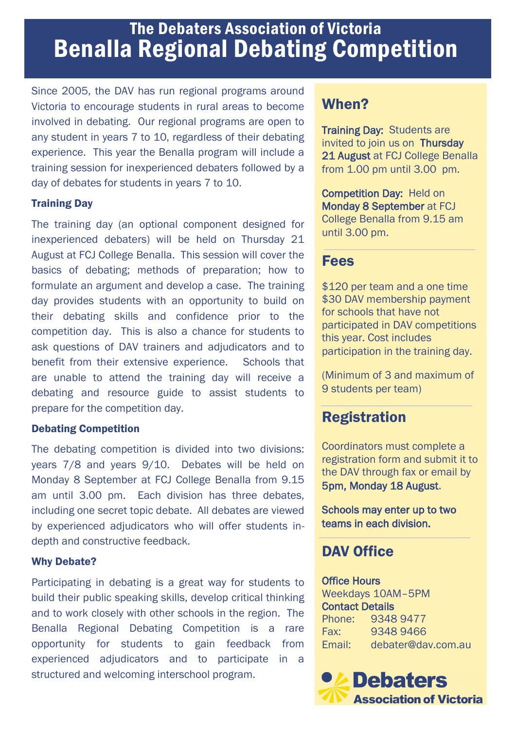# The Debaters Association of Victoria

# Benalla Regional Debating Competition

Since 2005, the DAV has run regional programs around Victoria to encourage students in rural areas to become involved in debating. Our regional programs are open to any student in years 7 to 10, regardless of their debating experience. This year the Benalla program will include a training session for inexperienced debaters followed by a day of debates for students in years 7 to 10.

### Training Day

The training day (an optional component designed for inexperienced debaters) will be held on Thursday 21 August at FCJ College Benalla. This session will cover the basics of debating; methods of preparation; how to formulate an argument and develop a case. The training day provides students with an opportunity to build on their debating skills and confidence prior to the competition day. This is also a chance for students to ask questions of DAV trainers and adjudicators and to benefit from their extensive experience. Schools that are unable to attend the training day will receive a debating and resource guide to assist students to prepare for the competition day.

### Debating Competition

The debating competition is divided into two divisions: years 7/8 and years 9/10. Debates will be held on Monday 8 September at FCJ College Benalla from 9.15 am until 3.00 pm. Each division has three debates, including one secret topic debate. All debates are viewed by experienced adjudicators who will offer students in-depth and constructive feedback.

### Why Debate?

Participating in debating is a great way for students to build their public speaking skills, develop critical thinking and to work closely with other schools in the region. The Benalla Regional Debating Competition is a rare opportunity for students to gain feedback from experienced adjudicators and to participate in a structured and welcoming interschool program.

## When?

**Training Day:** Students are invited to join us on **Thursday 21 August** at FCJ College Benalla from 1.00 pm until 3.00 pm.

**Competition Day:** Held on **Monday 8 September** at FCJ College Benalla from 9.15 am until 3.00 pm.

## Fees

$120 per team and a one time $30 DAV membership payment for schools that have not participated in DAV competitions this year. Cost includes participation in the training day.

(Minimum of 3 and maximum of 9 students per team)

## Registration

Coordinators must complete a registration form and submit it to the DAV through fax or email by **5pm, Monday 18 August**.

**Schools may enter up to two teams in each division.**

## DAV Office

**Office Hours**
Weekdays 10AM–5PM

**Contact Details**
Phone: 9348 9477
Fax: 9348 9466
Email: debater@dav.com.au

**Debaters Association of Victoria**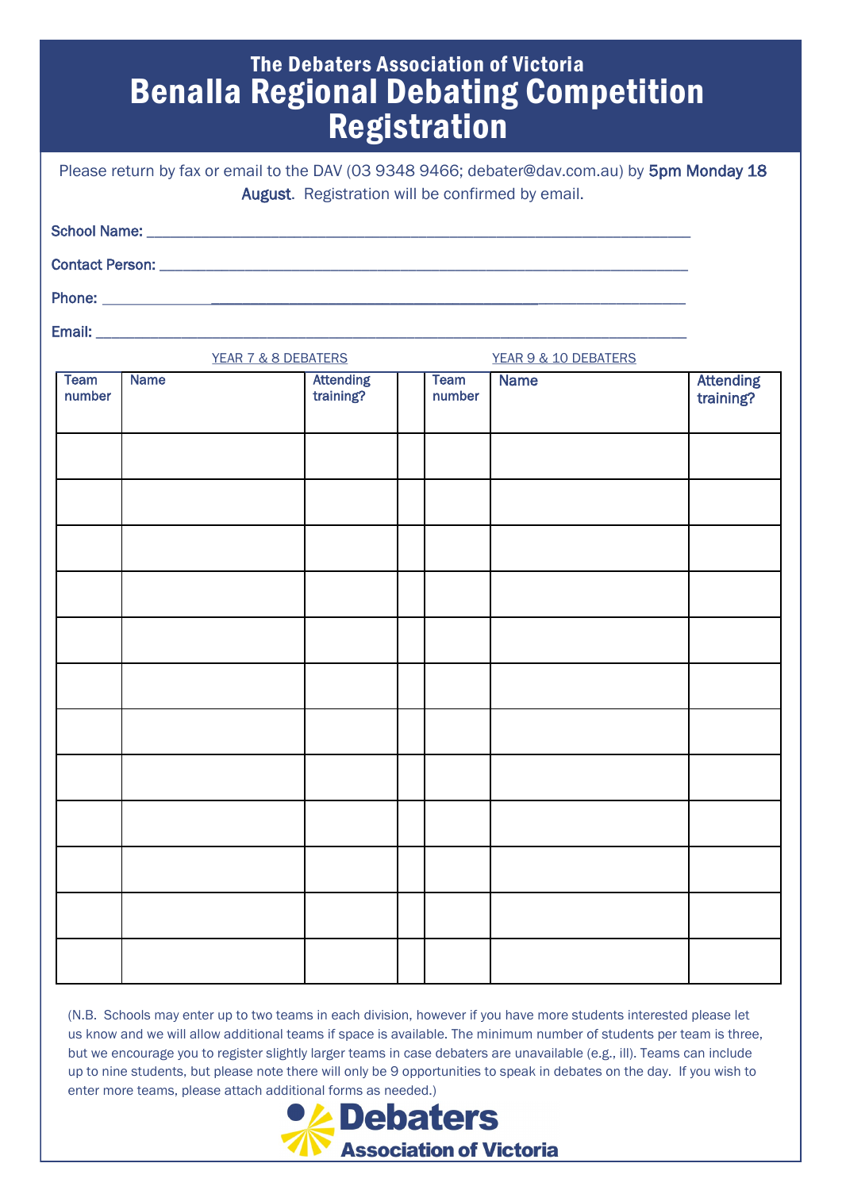# The Debaters Association of Victoria

# Benalla Regional Debating Competition Registration

Please return by fax or email to the DAV (03 9348 9466; debater@dav.com.au) by **5pm Monday 18 August**. Registration will be confirmed by email.

School Name: ___________________________________________

Contact Person: ___________________________________________

Phone: ___________________________________________

Email: ___________________________________________

| YEAR 7 & 8 DEBATERS | | | | YEAR 9 & 10 DEBATERS | | |
|---|---|---|---|---|---|---|
| Team number | Name | Attending training? | | Team number | Name | Attending training? |
| | | | | | | |
| | | | | | | |
| | | | | | | |
| | | | | | | |
| | | | | | | |
| | | | | | | |
| | | | | | | |
| | | | | | | |
| | | | | | | |
| | | | | | | |
| | | | | | | |
| | | | | | | |

(N.B. Schools may enter up to two teams in each division, however if you have more students interested please let us know and we will allow additional teams if space is available. The minimum number of students per team is three, but we encourage you to register slightly larger teams in case debaters are unavailable (e.g., ill). Teams can include up to nine students, but please note there will only be 9 opportunities to speak in debates on the day. If you wish to enter more teams, please attach additional forms as needed.)

Debaters Association of Victoria